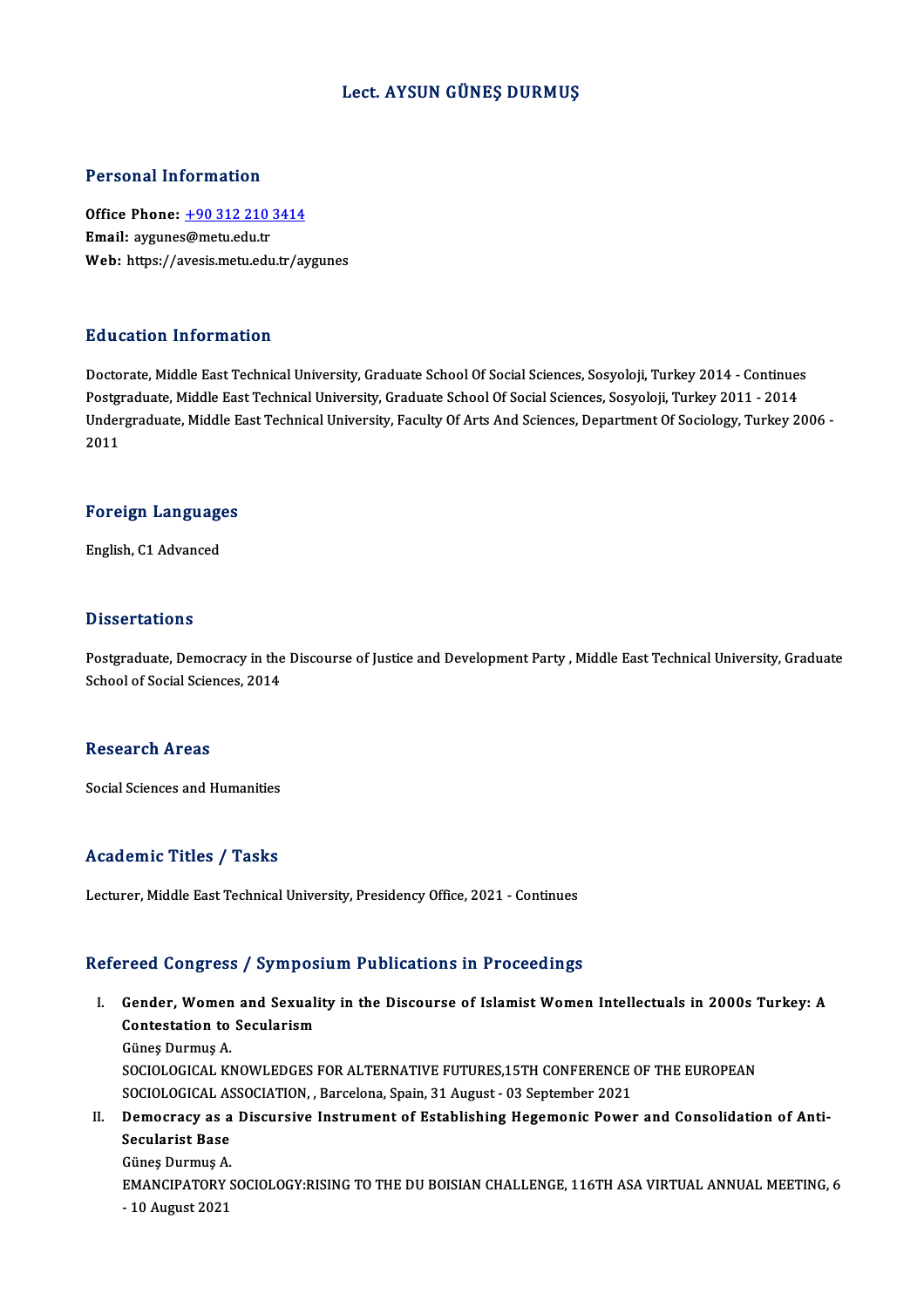# Lect. AYSUN GÜNEŞ DURMUŞ

## Personal Information

**Office Phone:** +90 312 210 3414
**Email:** aygunes@metu.edu.tr
**Web:** https://avesis.metu.edu.tr/aygunes

## Education Information

Doctorate, Middle East Technical University, Graduate School Of Social Sciences, Sosyoloji, Turkey 2014 - Continues
Postgraduate, Middle East Technical University, Graduate School Of Social Sciences, Sosyoloji, Turkey 2011 - 2014
Undergraduate, Middle East Technical University, Faculty Of Arts And Sciences, Department Of Sociology, Turkey 2006 - 2011

## Foreign Languages

English, C1 Advanced

## Dissertations

Postgraduate, Democracy in the Discourse of Justice and Development Party , Middle East Technical University, Graduate School of Social Sciences, 2014

## Research Areas

Social Sciences and Humanities

## Academic Titles / Tasks

Lecturer, Middle East Technical University, Presidency Office, 2021 - Continues

## Refereed Congress / Symposium Publications in Proceedings

I. **Gender, Women and Sexuality in the Discourse of Islamist Women Intellectuals in 2000s Turkey: A Contestation to Secularism**
Güneş Durmuş A.
SOCIOLOGICAL KNOWLEDGES FOR ALTERNATIVE FUTURES,15TH CONFERENCE OF THE EUROPEAN SOCIOLOGICAL ASSOCIATION, , Barcelona, Spain, 31 August - 03 September 2021

II. **Democracy as a Discursive Instrument of Establishing Hegemonic Power and Consolidation of Anti-Secularist Base**
Güneş Durmuş A.
EMANCIPATORY SOCIOLOGY:RISING TO THE DU BOISIAN CHALLENGE, 116TH ASA VIRTUAL ANNUAL MEETING, 6 - 10 August 2021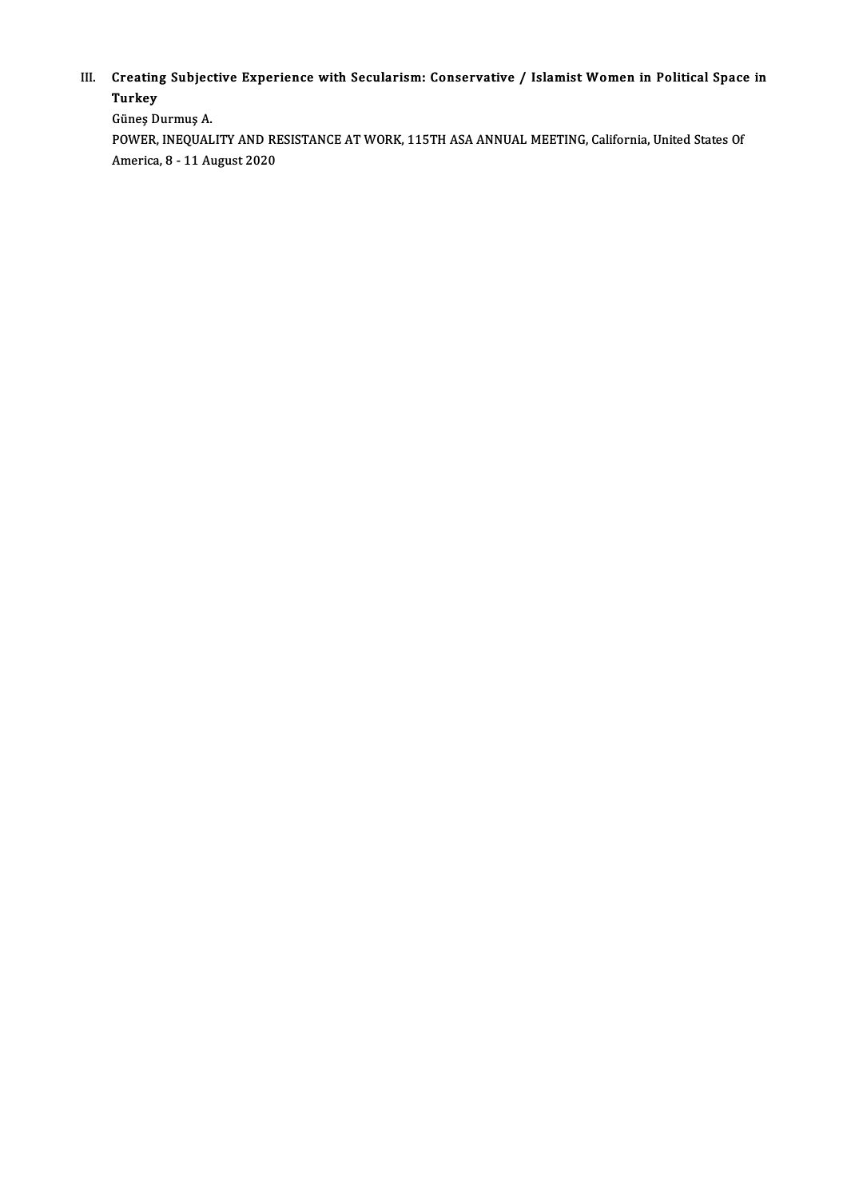III. **Creating Subjective Experience with Secularism: Conservative / Islamist Women in Political Space in Turkey**
Güneş Durmuş A.
POWER, INEQUALITY AND RESISTANCE AT WORK, 115TH ASA ANNUAL MEETING, California, United States Of America, 8 - 11 August 2020